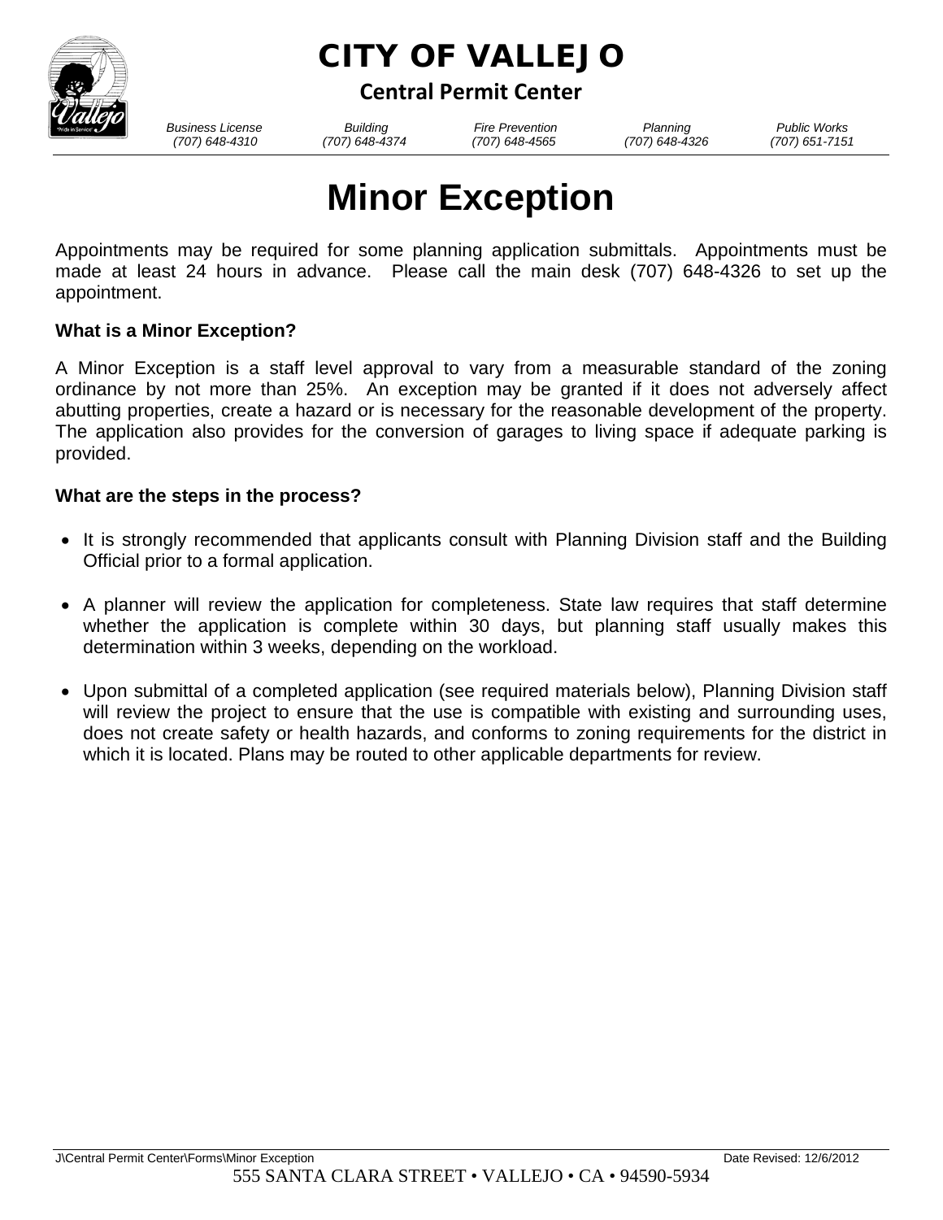# CITY OF VALLEJO

## Central Permit Center

| Business License | Building | Fire Prevention | Planning | Public Works |
| --- | --- | --- | --- | --- |
| (707) 648-4310 | (707) 648-4374 | (707) 648-4565 | (707) 648-4326 | (707) 651-7151 |

# Minor Exception

Appointments may be required for some planning application submittals. Appointments must be made at least 24 hours in advance. Please call the main desk (707) 648-4326 to set up the appointment.

**What is a Minor Exception?**

A Minor Exception is a staff level approval to vary from a measurable standard of the zoning ordinance by not more than 25%. An exception may be granted if it does not adversely affect abutting properties, create a hazard or is necessary for the reasonable development of the property. The application also provides for the conversion of garages to living space if adequate parking is provided.

**What are the steps in the process?**

- It is strongly recommended that applicants consult with Planning Division staff and the Building Official prior to a formal application.
- A planner will review the application for completeness. State law requires that staff determine whether the application is complete within 30 days, but planning staff usually makes this determination within 3 weeks, depending on the workload.
- Upon submittal of a completed application (see required materials below), Planning Division staff will review the project to ensure that the use is compatible with existing and surrounding uses, does not create safety or health hazards, and conforms to zoning requirements for the district in which it is located. Plans may be routed to other applicable departments for review.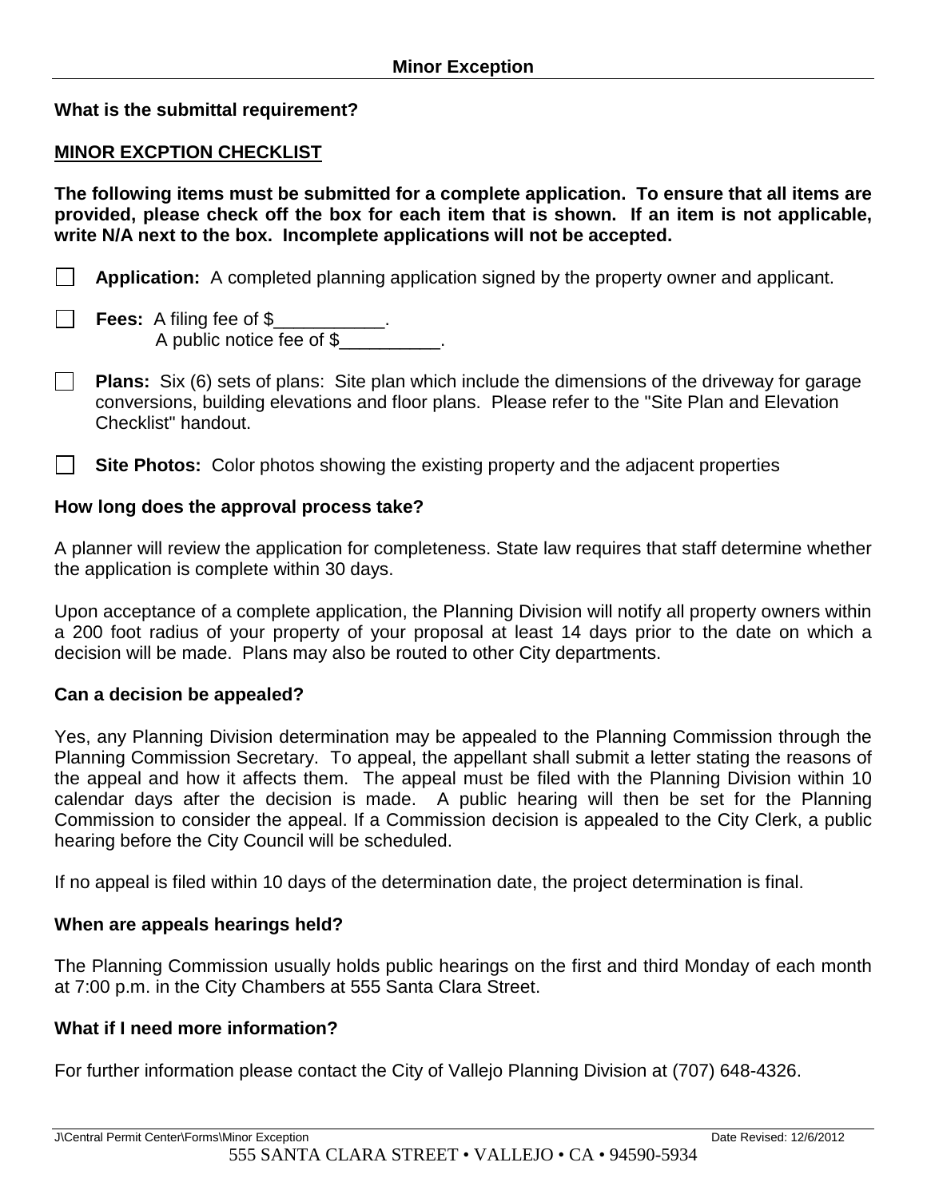# Minor Exception

**What is the submittal requirement?**

**MINOR EXCPTION CHECKLIST**

**The following items must be submitted for a complete application. To ensure that all items are provided, please check off the box for each item that is shown. If an item is not applicable, write N/A next to the box. Incomplete applications will not be accepted.**

☐ **Application:** A completed planning application signed by the property owner and applicant.

☐ **Fees:** A filing fee of $___________.
A public notice fee of $__________.

☐ **Plans:** Six (6) sets of plans: Site plan which include the dimensions of the driveway for garage conversions, building elevations and floor plans. Please refer to the "Site Plan and Elevation Checklist" handout.

☐ **Site Photos:** Color photos showing the existing property and the adjacent properties

**How long does the approval process take?**

A planner will review the application for completeness. State law requires that staff determine whether the application is complete within 30 days.

Upon acceptance of a complete application, the Planning Division will notify all property owners within a 200 foot radius of your property of your proposal at least 14 days prior to the date on which a decision will be made. Plans may also be routed to other City departments.

**Can a decision be appealed?**

Yes, any Planning Division determination may be appealed to the Planning Commission through the Planning Commission Secretary. To appeal, the appellant shall submit a letter stating the reasons of the appeal and how it affects them. The appeal must be filed with the Planning Division within 10 calendar days after the decision is made. A public hearing will then be set for the Planning Commission to consider the appeal. If a Commission decision is appealed to the City Clerk, a public hearing before the City Council will be scheduled.

If no appeal is filed within 10 days of the determination date, the project determination is final.

**When are appeals hearings held?**

The Planning Commission usually holds public hearings on the first and third Monday of each month at 7:00 p.m. in the City Chambers at 555 Santa Clara Street.

**What if I need more information?**

For further information please contact the City of Vallejo Planning Division at (707) 648-4326.